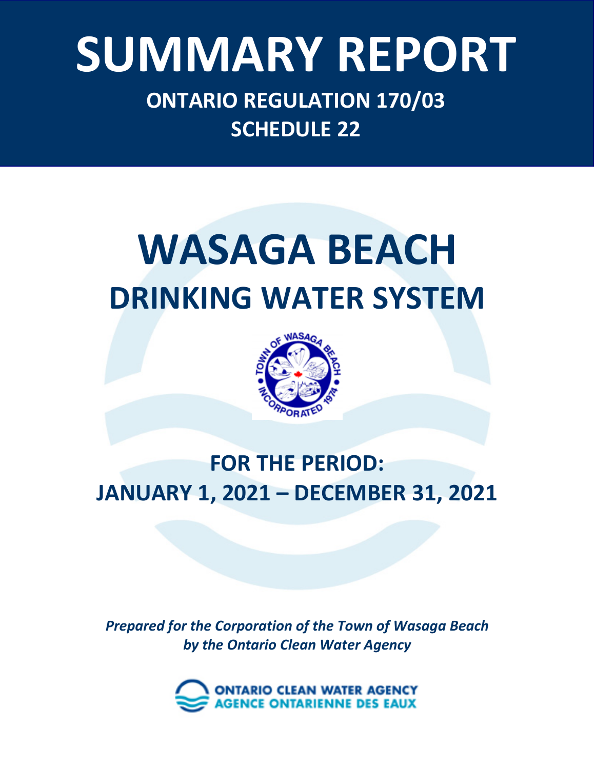# SUMMARY REPORT

## ONTARIO REGULATION 170/03
## SCHEDULE 22

# WASAGA BEACH
## DRINKING WATER SYSTEM

## FOR THE PERIOD:
## JANUARY 1, 2021 – DECEMBER 31, 2021

*Prepared for the Corporation of the Town of Wasaga Beach by the Ontario Clean Water Agency*

ONTARIO CLEAN WATER AGENCY
AGENCE ONTARIENNE DES EAUX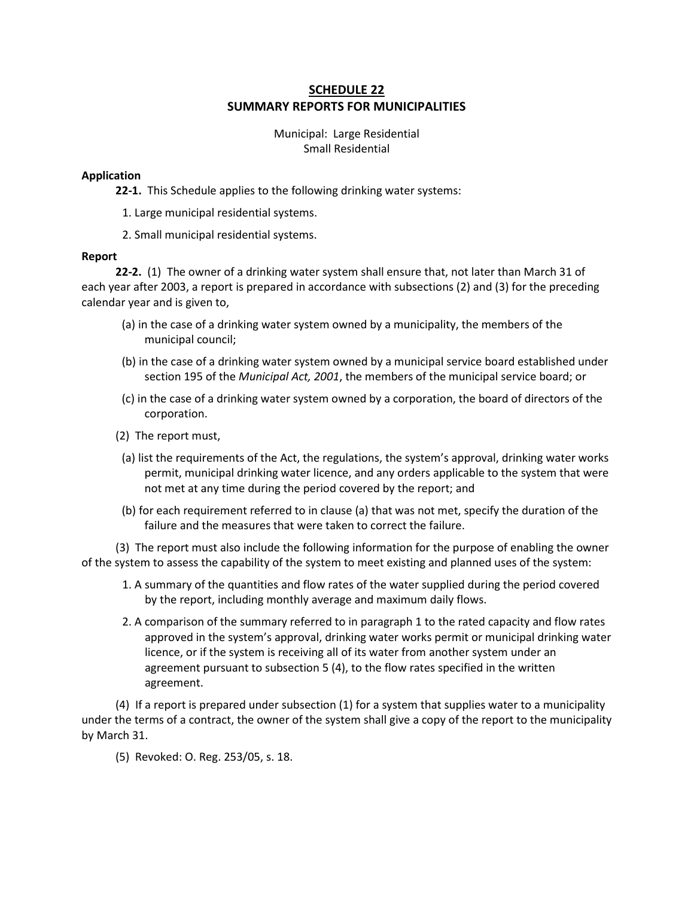# SCHEDULE 22
# SUMMARY REPORTS FOR MUNICIPALITIES

Municipal: Large Residential
Small Residential

**Application**

**22-1.** This Schedule applies to the following drinking water systems:

1. Large municipal residential systems.
2. Small municipal residential systems.

**Report**

**22-2.** (1) The owner of a drinking water system shall ensure that, not later than March 31 of each year after 2003, a report is prepared in accordance with subsections (2) and (3) for the preceding calendar year and is given to,

(a) in the case of a drinking water system owned by a municipality, the members of the municipal council;

(b) in the case of a drinking water system owned by a municipal service board established under section 195 of the *Municipal Act, 2001*, the members of the municipal service board; or

(c) in the case of a drinking water system owned by a corporation, the board of directors of the corporation.

(2) The report must,

(a) list the requirements of the Act, the regulations, the system's approval, drinking water works permit, municipal drinking water licence, and any orders applicable to the system that were not met at any time during the period covered by the report; and

(b) for each requirement referred to in clause (a) that was not met, specify the duration of the failure and the measures that were taken to correct the failure.

(3) The report must also include the following information for the purpose of enabling the owner of the system to assess the capability of the system to meet existing and planned uses of the system:

1. A summary of the quantities and flow rates of the water supplied during the period covered by the report, including monthly average and maximum daily flows.
2. A comparison of the summary referred to in paragraph 1 to the rated capacity and flow rates approved in the system's approval, drinking water works permit or municipal drinking water licence, or if the system is receiving all of its water from another system under an agreement pursuant to subsection 5 (4), to the flow rates specified in the written agreement.

(4) If a report is prepared under subsection (1) for a system that supplies water to a municipality under the terms of a contract, the owner of the system shall give a copy of the report to the municipality by March 31.

(5) Revoked: O. Reg. 253/05, s. 18.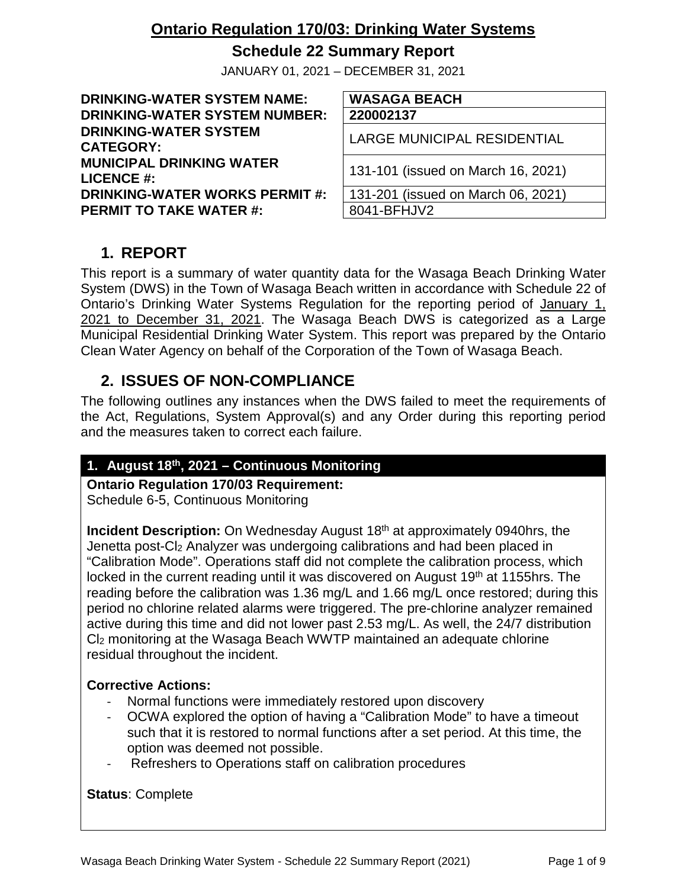# Ontario Regulation 170/03: Drinking Water Systems

## Schedule 22 Summary Report

JANUARY 01, 2021 – DECEMBER 31, 2021

| | |
|---|---|
| **DRINKING-WATER SYSTEM NAME:** | **WASAGA BEACH** |
| **DRINKING-WATER SYSTEM NUMBER:** | **220002137** |
| **DRINKING-WATER SYSTEM CATEGORY:** | LARGE MUNICIPAL RESIDENTIAL |
| **MUNICIPAL DRINKING WATER LICENCE #:** | 131-101 (issued on March 16, 2021) |
| **DRINKING-WATER WORKS PERMIT #:** | 131-201 (issued on March 06, 2021) |
| **PERMIT TO TAKE WATER #:** | 8041-BFHJV2 |

## 1. REPORT

This report is a summary of water quantity data for the Wasaga Beach Drinking Water System (DWS) in the Town of Wasaga Beach written in accordance with Schedule 22 of Ontario's Drinking Water Systems Regulation for the reporting period of January 1, 2021 to December 31, 2021. The Wasaga Beach DWS is categorized as a Large Municipal Residential Drinking Water System. This report was prepared by the Ontario Clean Water Agency on behalf of the Corporation of the Town of Wasaga Beach.

## 2. ISSUES OF NON-COMPLIANCE

The following outlines any instances when the DWS failed to meet the requirements of the Act, Regulations, System Approval(s) and any Order during this reporting period and the measures taken to correct each failure.

### 1. August 18th, 2021 – Continuous Monitoring

**Ontario Regulation 170/03 Requirement:**
Schedule 6-5, Continuous Monitoring

**Incident Description:** On Wednesday August 18th at approximately 0940hrs, the Jenetta post-$Cl_2$ Analyzer was undergoing calibrations and had been placed in "Calibration Mode". Operations staff did not complete the calibration process, which locked in the current reading until it was discovered on August 19th at 1155hrs. The reading before the calibration was 1.36 mg/L and 1.66 mg/L once restored; during this period no chlorine related alarms were triggered. The pre-chlorine analyzer remained active during this time and did not lower past 2.53 mg/L. As well, the 24/7 distribution $Cl_2$ monitoring at the Wasaga Beach WWTP maintained an adequate chlorine residual throughout the incident.

**Corrective Actions:**

- Normal functions were immediately restored upon discovery
- OCWA explored the option of having a "Calibration Mode" to have a timeout such that it is restored to normal functions after a set period. At this time, the option was deemed not possible.
- Refreshers to Operations staff on calibration procedures

**Status**: Complete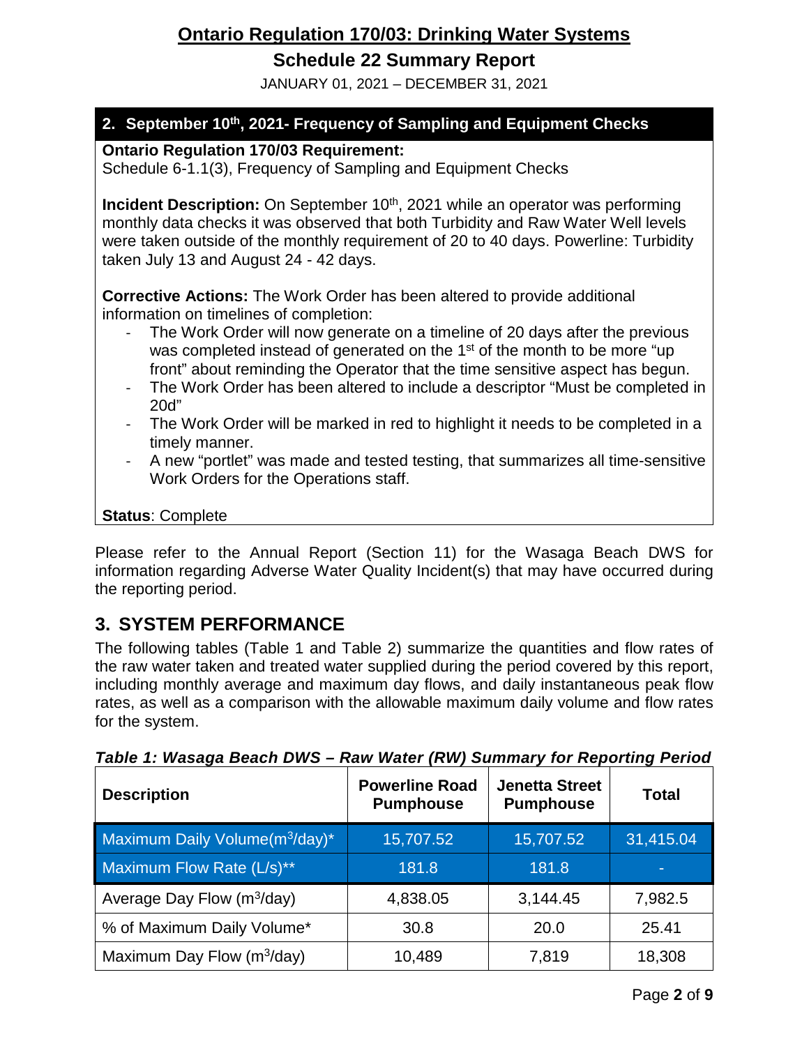# Ontario Regulation 170/03: Drinking Water Systems

## Schedule 22 Summary Report

JANUARY 01, 2021 – DECEMBER 31, 2021

### 2. September 10th, 2021- Frequency of Sampling and Equipment Checks

**Ontario Regulation 170/03 Requirement:**
Schedule 6-1.1(3), Frequency of Sampling and Equipment Checks

**Incident Description:** On September 10th, 2021 while an operator was performing monthly data checks it was observed that both Turbidity and Raw Water Well levels were taken outside of the monthly requirement of 20 to 40 days. Powerline: Turbidity taken July 13 and August 24 - 42 days.

**Corrective Actions:** The Work Order has been altered to provide additional information on timelines of completion:

- The Work Order will now generate on a timeline of 20 days after the previous was completed instead of generated on the 1st of the month to be more "up front" about reminding the Operator that the time sensitive aspect has begun.
- The Work Order has been altered to include a descriptor "Must be completed in 20d"
- The Work Order will be marked in red to highlight it needs to be completed in a timely manner.
- A new "portlet" was made and tested testing, that summarizes all time-sensitive Work Orders for the Operations staff.

**Status**: Complete

Please refer to the Annual Report (Section 11) for the Wasaga Beach DWS for information regarding Adverse Water Quality Incident(s) that may have occurred during the reporting period.

## 3. SYSTEM PERFORMANCE

The following tables (Table 1 and Table 2) summarize the quantities and flow rates of the raw water taken and treated water supplied during the period covered by this report, including monthly average and maximum day flows, and daily instantaneous peak flow rates, as well as a comparison with the allowable maximum daily volume and flow rates for the system.

***Table 1: Wasaga Beach DWS – Raw Water (RW) Summary for Reporting Period***

| Description | Powerline Road Pumphouse | Jenetta Street Pumphouse | Total |
|---|---|---|---|
| Maximum Daily Volume($m^3$/day)* | 15,707.52 | 15,707.52 | 31,415.04 |
| Maximum Flow Rate (L/s)** | 181.8 | 181.8 | - |
| Average Day Flow ($m^3$/day) | 4,838.05 | 3,144.45 | 7,982.5 |
| % of Maximum Daily Volume* | 30.8 | 20.0 | 25.41 |
| Maximum Day Flow ($m^3$/day) | 10,489 | 7,819 | 18,308 |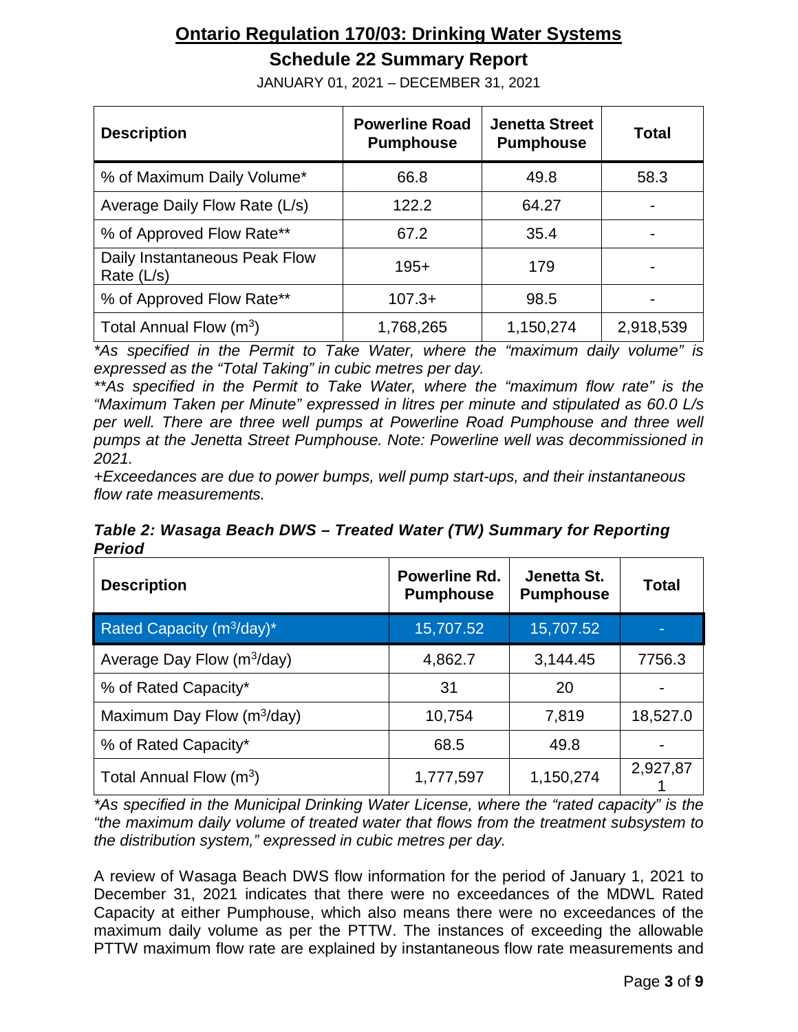# Ontario Regulation 170/03: Drinking Water Systems

## Schedule 22 Summary Report

JANUARY 01, 2021 – DECEMBER 31, 2021

| Description | Powerline Road Pumphouse | Jenetta Street Pumphouse | Total |
|---|---|---|---|
| % of Maximum Daily Volume* | 66.8 | 49.8 | 58.3 |
| Average Daily Flow Rate (L/s) | 122.2 | 64.27 | - |
| % of Approved Flow Rate** | 67.2 | 35.4 | - |
| Daily Instantaneous Peak Flow Rate (L/s) | 195+ | 179 | - |
| % of Approved Flow Rate** | 107.3+ | 98.5 | - |
| Total Annual Flow ($m^3$) | 1,768,265 | 1,150,274 | 2,918,539 |

*As specified in the Permit to Take Water, where the "maximum daily volume" is expressed as the "Total Taking" in cubic metres per day.*

*\*\*As specified in the Permit to Take Water, where the "maximum flow rate" is the "Maximum Taken per Minute" expressed in litres per minute and stipulated as 60.0 L/s per well. There are three well pumps at Powerline Road Pumphouse and three well pumps at the Jenetta Street Pumphouse. Note: Powerline well was decommissioned in 2021.*

*+Exceedances are due to power bumps, well pump start-ups, and their instantaneous flow rate measurements.*

***Table 2: Wasaga Beach DWS – Treated Water (TW) Summary for Reporting Period***

| Description | Powerline Rd. Pumphouse | Jenetta St. Pumphouse | Total |
|---|---|---|---|
| Rated Capacity ($m^3$/day)* | 15,707.52 | 15,707.52 | - |
| Average Day Flow ($m^3$/day) | 4,862.7 | 3,144.45 | 7756.3 |
| % of Rated Capacity* | 31 | 20 | - |
| Maximum Day Flow ($m^3$/day) | 10,754 | 7,819 | 18,527.0 |
| % of Rated Capacity* | 68.5 | 49.8 | - |
| Total Annual Flow ($m^3$) | 1,777,597 | 1,150,274 | 2,927,871 |

*As specified in the Municipal Drinking Water License, where the "rated capacity" is the "the maximum daily volume of treated water that flows from the treatment subsystem to the distribution system," expressed in cubic metres per day.*

A review of Wasaga Beach DWS flow information for the period of January 1, 2021 to December 31, 2021 indicates that there were no exceedances of the MDWL Rated Capacity at either Pumphouse, which also means there were no exceedances of the maximum daily volume as per the PTTW. The instances of exceeding the allowable PTTW maximum flow rate are explained by instantaneous flow rate measurements and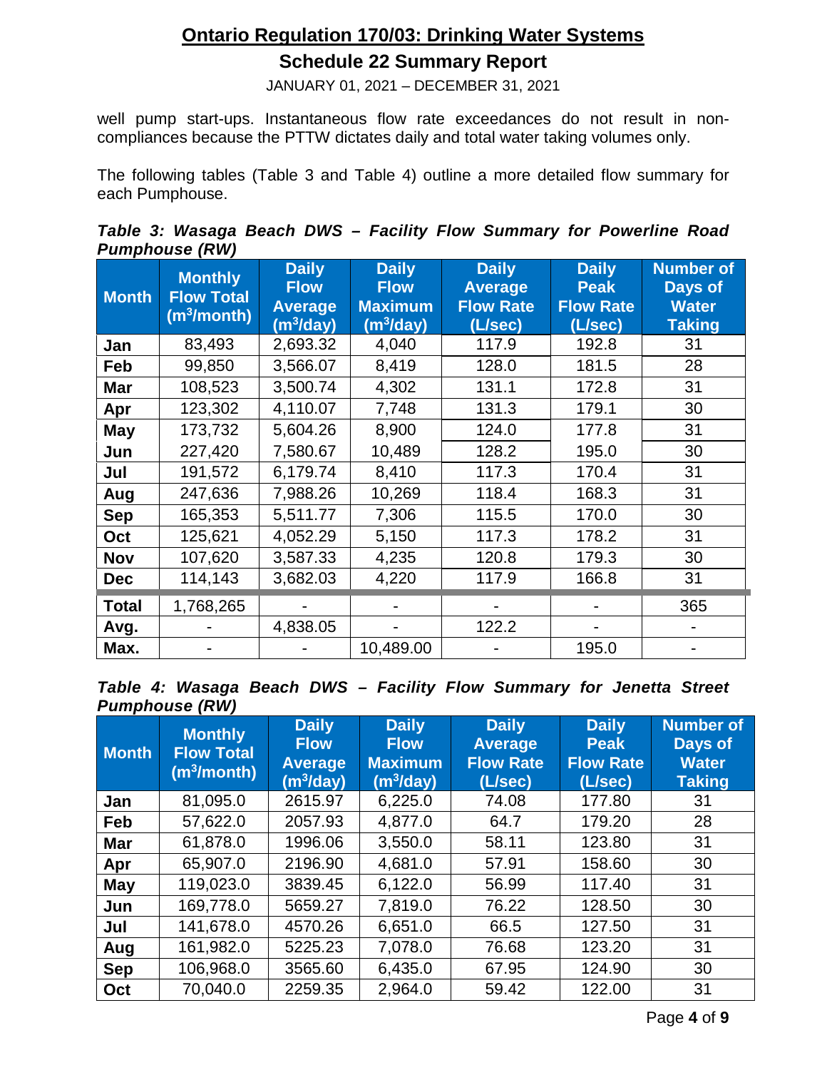well pump start-ups. Instantaneous flow rate exceedances do not result in non-compliances because the PTTW dictates daily and total water taking volumes only.

The following tables (Table 3 and Table 4) outline a more detailed flow summary for each Pumphouse.

***Table 3: Wasaga Beach DWS – Facility Flow Summary for Powerline Road Pumphouse (RW)***

| Month | Monthly Flow Total ($m^3$/month) | Daily Flow Average ($m^3$/day) | Daily Flow Maximum ($m^3$/day) | Daily Average Flow Rate (L/sec) | Daily Peak Flow Rate (L/sec) | Number of Days of Water Taking |
|---|---|---|---|---|---|---|
| Jan | 83,493 | 2,693.32 | 4,040 | 117.9 | 192.8 | 31 |
| Feb | 99,850 | 3,566.07 | 8,419 | 128.0 | 181.5 | 28 |
| Mar | 108,523 | 3,500.74 | 4,302 | 131.1 | 172.8 | 31 |
| Apr | 123,302 | 4,110.07 | 7,748 | 131.3 | 179.1 | 30 |
| May | 173,732 | 5,604.26 | 8,900 | 124.0 | 177.8 | 31 |
| Jun | 227,420 | 7,580.67 | 10,489 | 128.2 | 195.0 | 30 |
| Jul | 191,572 | 6,179.74 | 8,410 | 117.3 | 170.4 | 31 |
| Aug | 247,636 | 7,988.26 | 10,269 | 118.4 | 168.3 | 31 |
| Sep | 165,353 | 5,511.77 | 7,306 | 115.5 | 170.0 | 30 |
| Oct | 125,621 | 4,052.29 | 5,150 | 117.3 | 178.2 | 31 |
| Nov | 107,620 | 3,587.33 | 4,235 | 120.8 | 179.3 | 30 |
| Dec | 114,143 | 3,682.03 | 4,220 | 117.9 | 166.8 | 31 |
| Total | 1,768,265 | - | - | - | - | 365 |
| Avg. | - | 4,838.05 | - | 122.2 | - | - |
| Max. | - | - | 10,489.00 | - | 195.0 | - |

***Table 4: Wasaga Beach DWS – Facility Flow Summary for Jenetta Street Pumphouse (RW)***

| Month | Monthly Flow Total ($m^3$/month) | Daily Flow Average ($m^3$/day) | Daily Flow Maximum ($m^3$/day) | Daily Average Flow Rate (L/sec) | Daily Peak Flow Rate (L/sec) | Number of Days of Water Taking |
|---|---|---|---|---|---|---|
| Jan | 81,095.0 | 2615.97 | 6,225.0 | 74.08 | 177.80 | 31 |
| Feb | 57,622.0 | 2057.93 | 4,877.0 | 64.7 | 179.20 | 28 |
| Mar | 61,878.0 | 1996.06 | 3,550.0 | 58.11 | 123.80 | 31 |
| Apr | 65,907.0 | 2196.90 | 4,681.0 | 57.91 | 158.60 | 30 |
| May | 119,023.0 | 3839.45 | 6,122.0 | 56.99 | 117.40 | 31 |
| Jun | 169,778.0 | 5659.27 | 7,819.0 | 76.22 | 128.50 | 30 |
| Jul | 141,678.0 | 4570.26 | 6,651.0 | 66.5 | 127.50 | 31 |
| Aug | 161,982.0 | 5225.23 | 7,078.0 | 76.68 | 123.20 | 31 |
| Sep | 106,968.0 | 3565.60 | 6,435.0 | 67.95 | 124.90 | 30 |
| Oct | 70,040.0 | 2259.35 | 2,964.0 | 59.42 | 122.00 | 31 |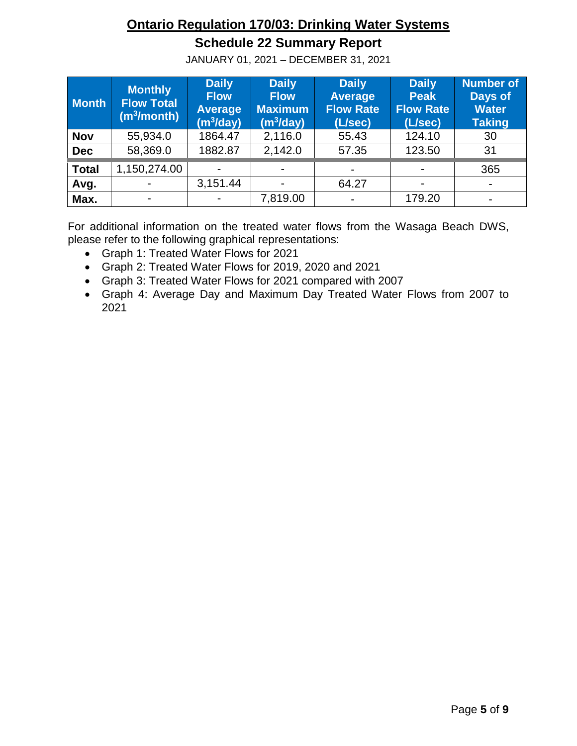# Ontario Regulation 170/03: Drinking Water Systems

## Schedule 22 Summary Report

JANUARY 01, 2021 – DECEMBER 31, 2021

| Month | Monthly Flow Total ($m^3$/month) | Daily Flow Average ($m^3$/day) | Daily Flow Maximum ($m^3$/day) | Daily Average Flow Rate (L/sec) | Daily Peak Flow Rate (L/sec) | Number of Days of Water Taking |
|---|---|---|---|---|---|---|
| **Nov** | 55,934.0 | 1864.47 | 2,116.0 | 55.43 | 124.10 | 30 |
| **Dec** | 58,369.0 | 1882.87 | 2,142.0 | 57.35 | 123.50 | 31 |
| **Total** | 1,150,274.00 | - | - | - | - | 365 |
| **Avg.** | - | 3,151.44 | - | 64.27 | - | - |
| **Max.** | - | - | 7,819.00 | - | 179.20 | - |

For additional information on the treated water flows from the Wasaga Beach DWS, please refer to the following graphical representations:

- Graph 1: Treated Water Flows for 2021
- Graph 2: Treated Water Flows for 2019, 2020 and 2021
- Graph 3: Treated Water Flows for 2021 compared with 2007
- Graph 4: Average Day and Maximum Day Treated Water Flows from 2007 to 2021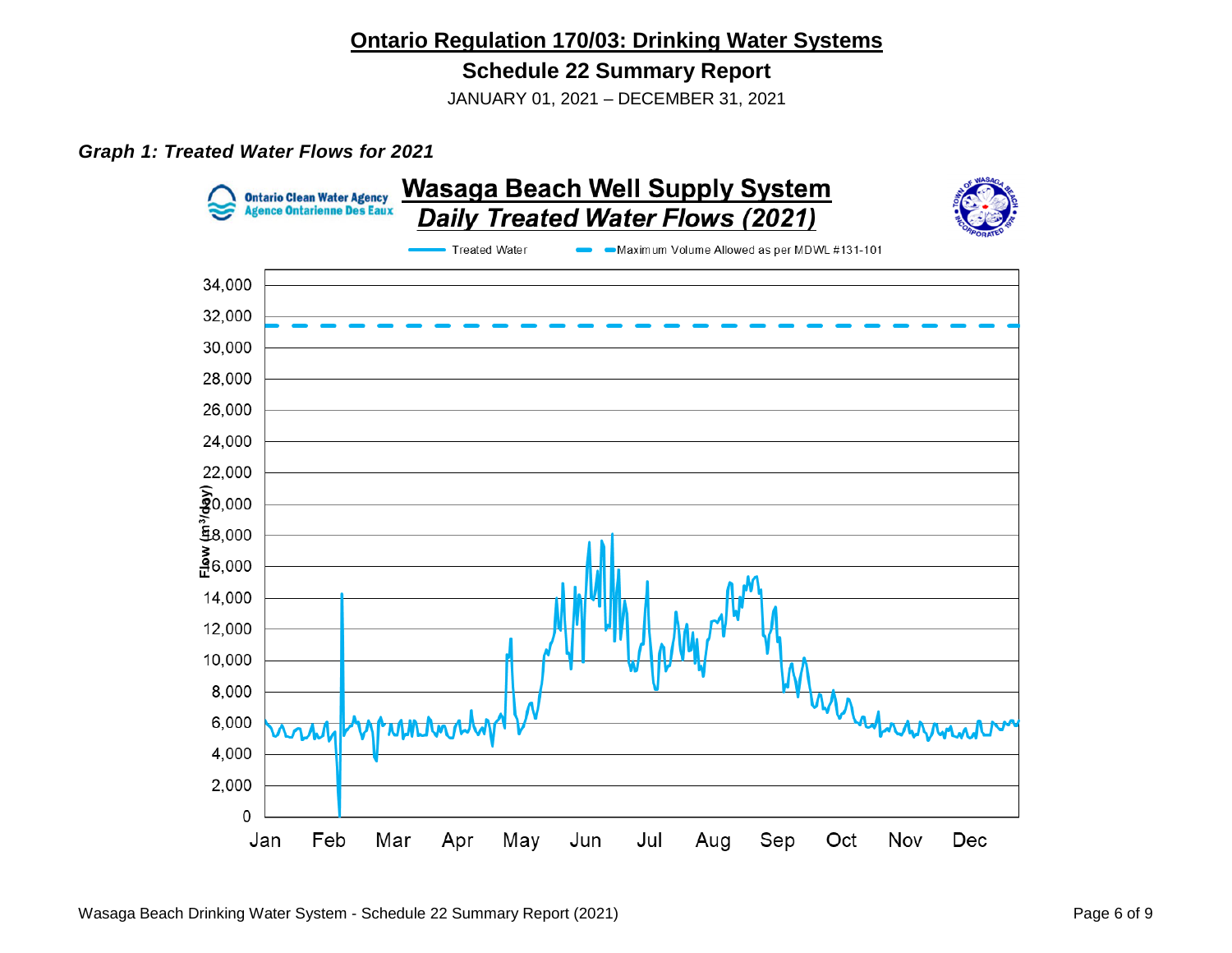# Ontario Regulation 170/03: Drinking Water Systems

## Schedule 22 Summary Report

JANUARY 01, 2021 – DECEMBER 31, 2021

***Graph 1: Treated Water Flows for 2021***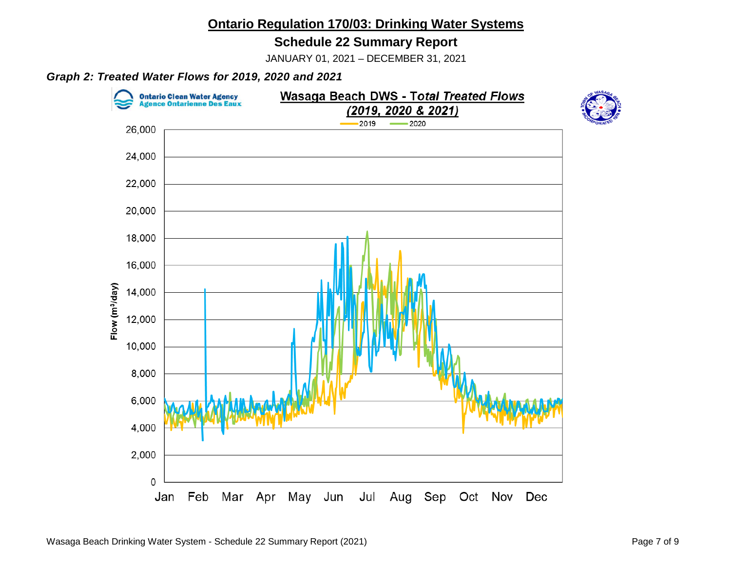# Ontario Regulation 170/03: Drinking Water Systems

## Schedule 22 Summary Report

JANUARY 01, 2021 – DECEMBER 31, 2021

***Graph 2: Treated Water Flows for 2019, 2020 and 2021***

Ontario Clean Water Agency
Agence Ontarienne Des Eaux

**Wasaga Beach DWS - Total Treated Flows (2019, 2020 & 2021)**

2019 2020

Flow ($m^3$/day)

26,000
24,000
22,000
20,000
18,000
16,000
14,000
12,000
10,000
8,000
6,000
4,000
2,000
0

Jan Feb Mar Apr May Jun Jul Aug Sep Oct Nov Dec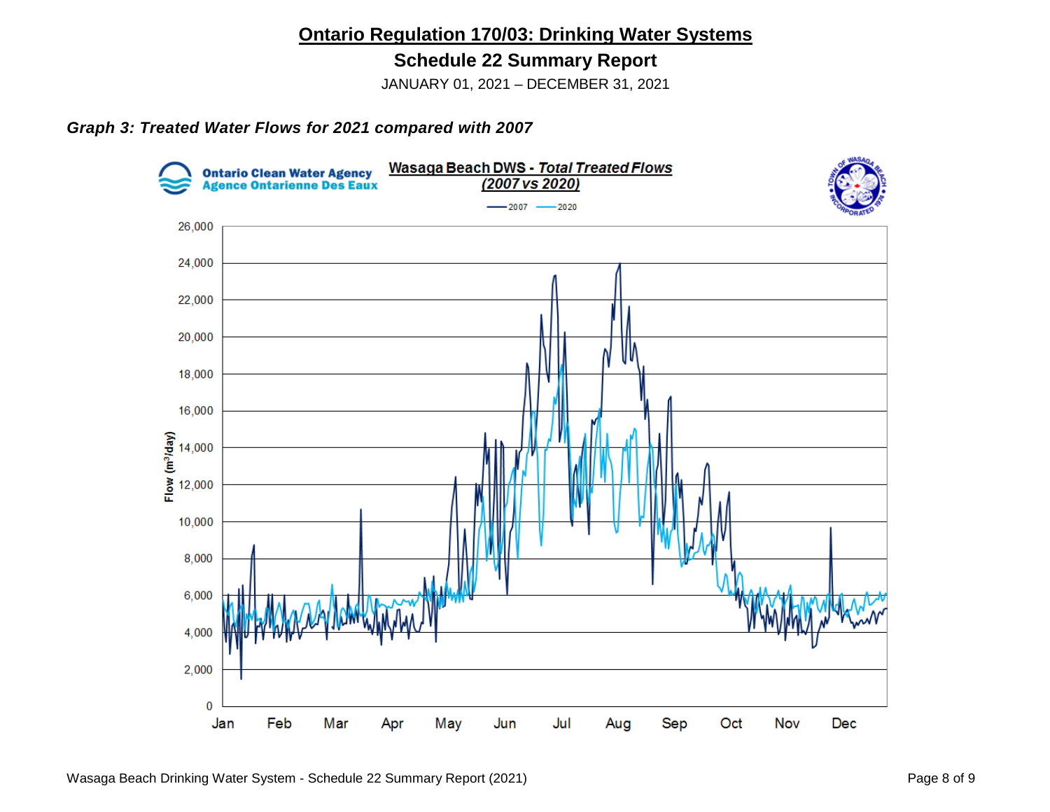# Ontario Regulation 170/03: Drinking Water Systems

## Schedule 22 Summary Report

JANUARY 01, 2021 – DECEMBER 31, 2021

***Graph 3: Treated Water Flows for 2021 compared with 2007***

Ontario Clean Water Agency
Agence Ontarienne Des Eaux

Wasaga Beach DWS - *Total Treated Flows*
*(2007 vs 2020)*

— 2007 — 2020

Flow ($m^3$/day)

26,000
24,000
22,000
20,000
18,000
16,000
14,000
12,000
10,000
8,000
6,000
4,000
2,000
0

Jan Feb Mar Apr May Jun Jul Aug Sep Oct Nov Dec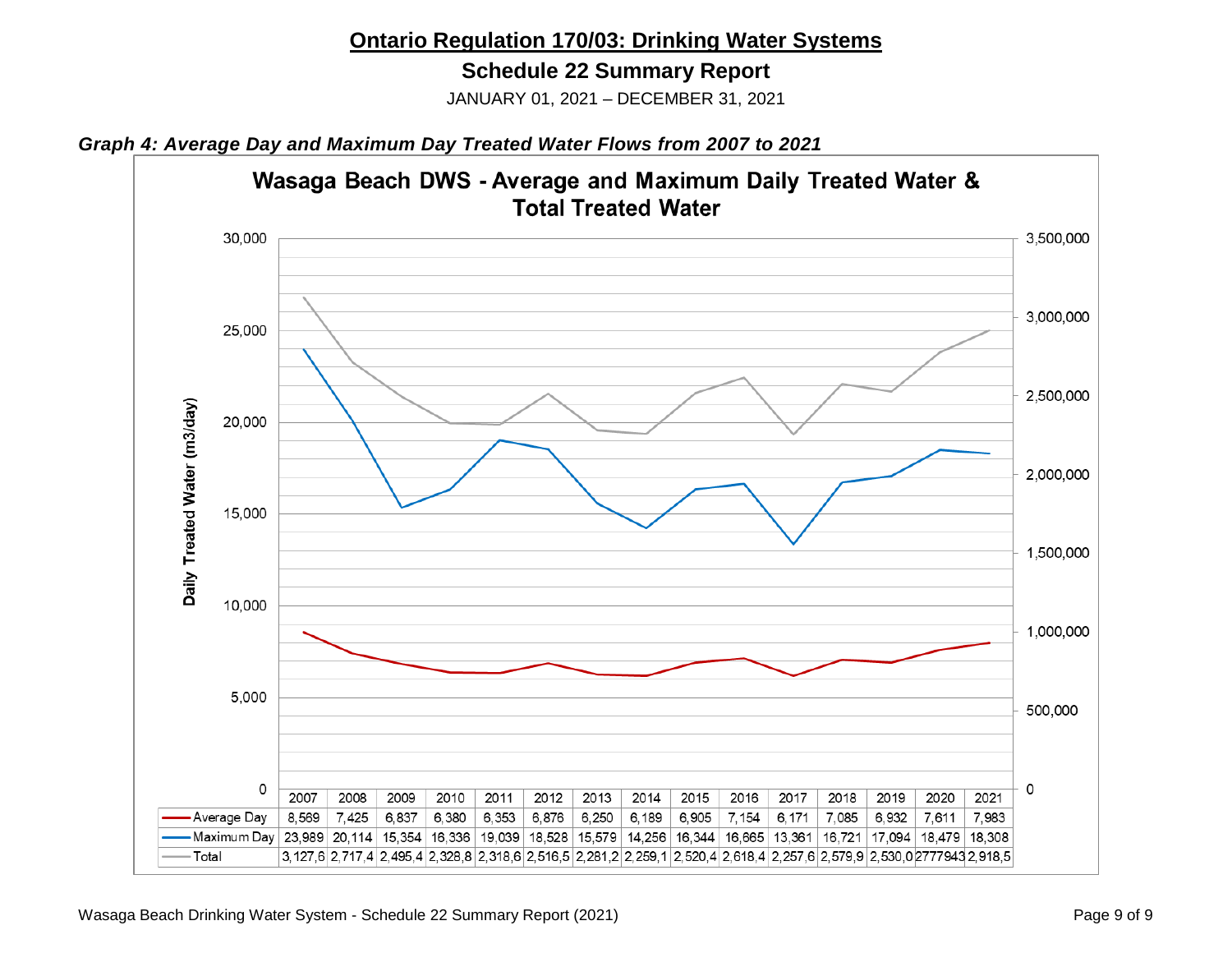***Graph 4: Average Day and Maximum Day Treated Water Flows from 2007 to 2021***

Wasaga Beach DWS - Average and Maximum Daily Treated Water & Total Treated Water

Daily Treated Water (m3/day)

30,000
25,000
20,000
15,000
10,000
5,000
0

3,500,000
3,000,000
2,500,000
2,000,000
1,500,000
1,000,000
500,000
0

2007 2008 2009 2010 2011 2012 2013 2014 2015 2016 2017 2018 2019 2020 2021

Average Day 8,569 7,425 6,837 6,380 6,353 6,876 6,250 6,189 6,905 7,154 6,171 7,085 6,932 7,611 7,983

Maximum Day 23,989 20,114 15,354 16,336 19,039 18,528 15,579 14,256 16,344 16,665 13,361 16,721 17,094 18,479 18,308

Total 3,127,6 2,717,4 2,495,4 2,328,8 2,318,6 2,516,5 2,281,2 2,259,1 2,520,4 2,618,4 2,257,6 2,579,9 2,530,0 2777943 2,918,5